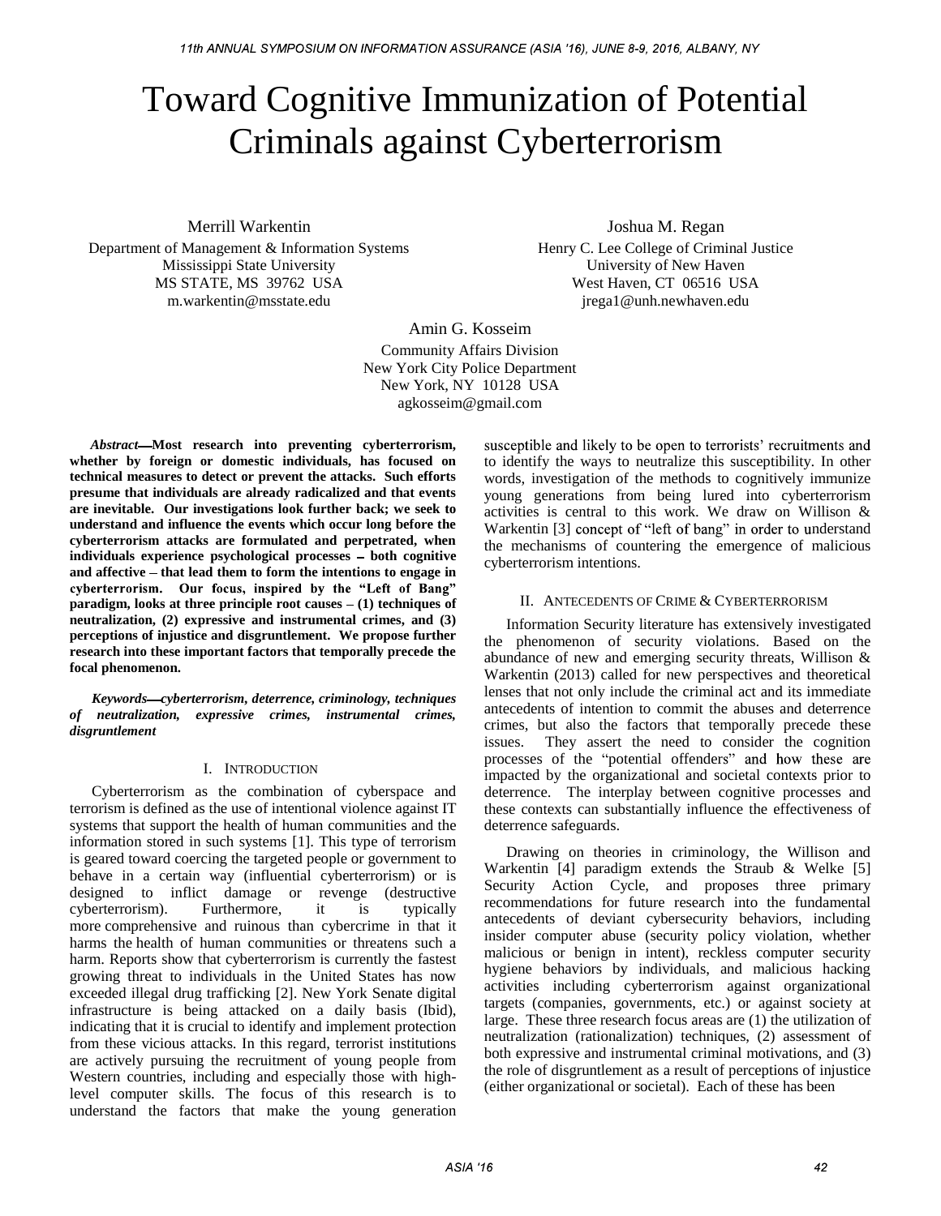# Toward Cognitive Immunization of Potential Criminals against Cyberterrorism

Merrill Warkentin
Department of Management & Information Systems
Mississippi State University
MS STATE, MS 39762 USA
m.warkentin@msstate.edu

Joshua M. Regan
Henry C. Lee College of Criminal Justice
University of New Haven
West Haven, CT 06516 USA
jrega1@unh.newhaven.edu

Amin G. Kosseim
Community Affairs Division
New York City Police Department
New York, NY 10128 USA
agkosseim@gmail.com

***Abstract*—Most research into preventing cyberterrorism, whether by foreign or domestic individuals, has focused on technical measures to detect or prevent the attacks. Such efforts presume that individuals are already radicalized and that events are inevitable. Our investigations look further back; we seek to understand and influence the events which occur long before the cyberterrorism attacks are formulated and perpetrated, when individuals experience psychological processes – both cognitive and affective – that lead them to form the intentions to engage in cyberterrorism. Our focus, inspired by the "Left of Bang" paradigm, looks at three principle root causes – (1) techniques of neutralization, (2) expressive and instrumental crimes, and (3) perceptions of injustice and disgruntlement. We propose further research into these important factors that temporally precede the focal phenomenon.**

***Keywords*—*cyberterrorism, deterrence, criminology, techniques of neutralization, expressive crimes, instrumental crimes, disgruntlement***

## I. Introduction

Cyberterrorism as the combination of cyberspace and terrorism is defined as the use of intentional violence against IT systems that support the health of human communities and the information stored in such systems [1]. This type of terrorism is geared toward coercing the targeted people or government to behave in a certain way (influential cyberterrorism) or is designed to inflict damage or revenge (destructive cyberterrorism). Furthermore, it is typically more comprehensive and ruinous than cybercrime in that it harms the health of human communities or threatens such a harm. Reports show that cyberterrorism is currently the fastest growing threat to individuals in the United States has now exceeded illegal drug trafficking [2]. New York Senate digital infrastructure is being attacked on a daily basis (Ibid), indicating that it is crucial to identify and implement protection from these vicious attacks. In this regard, terrorist institutions are actively pursuing the recruitment of young people from Western countries, including and especially those with high-level computer skills. The focus of this research is to understand the factors that make the young generation susceptible and likely to be open to terrorists' recruitments and to identify the ways to neutralize this susceptibility. In other words, investigation of the methods to cognitively immunize young generations from being lured into cyberterrorism activities is central to this work. We draw on Willison & Warkentin [3] concept of "left of bang" in order to understand the mechanisms of countering the emergence of malicious cyberterrorism intentions.

## II. Antecedents of Crime & Cyberterrorism

Information Security literature has extensively investigated the phenomenon of security violations. Based on the abundance of new and emerging security threats, Willison & Warkentin (2013) called for new perspectives and theoretical lenses that not only include the criminal act and its immediate antecedents of intention to commit the abuses and deterrence crimes, but also the factors that temporally precede these issues. They assert the need to consider the cognition processes of the "potential offenders" and how these are impacted by the organizational and societal contexts prior to deterrence. The interplay between cognitive processes and these contexts can substantially influence the effectiveness of deterrence safeguards.

Drawing on theories in criminology, the Willison and Warkentin [4] paradigm extends the Straub & Welke [5] Security Action Cycle, and proposes three primary recommendations for future research into the fundamental antecedents of deviant cybersecurity behaviors, including insider computer abuse (security policy violation, whether malicious or benign in intent), reckless computer security hygiene behaviors by individuals, and malicious hacking activities including cyberterrorism against organizational targets (companies, governments, etc.) or against society at large. These three research focus areas are (1) the utilization of neutralization (rationalization) techniques, (2) assessment of both expressive and instrumental criminal motivations, and (3) the role of disgruntlement as a result of perceptions of injustice (either organizational or societal). Each of these has been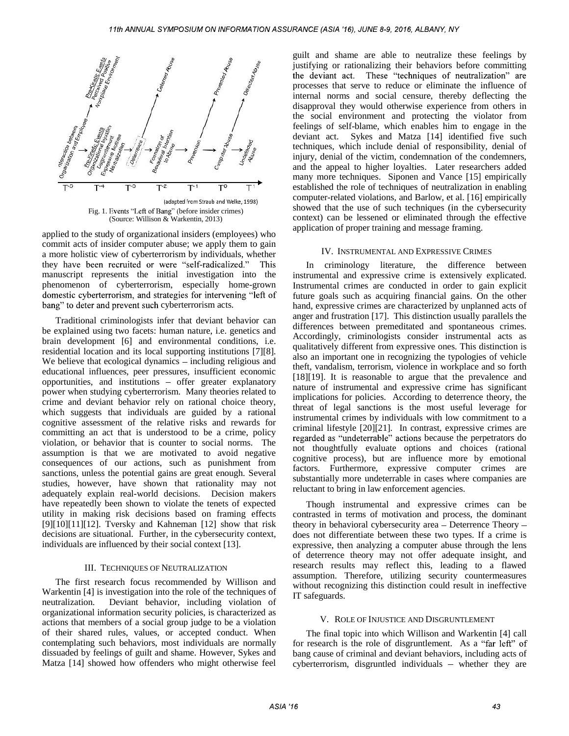Fig. 1. Events "Left of Bang" (before insider crimes)
(Source: Willison & Warkentin, 2013)

applied to the study of organizational insiders (employees) who commit acts of insider computer abuse; we apply them to gain a more holistic view of cyberterrorism by individuals, whether they have been recruited or were "self-radicalized." This manuscript represents the initial investigation into the phenomenon of cyberterrorism, especially home-grown domestic cyberterrorism, and strategies for intervening "left of bang" to deter and prevent such cyberterrorism acts.

Traditional criminologists infer that deviant behavior can be explained using two facets: human nature, i.e. genetics and brain development [6] and environmental conditions, i.e. residential location and its local supporting institutions [7][8]. We believe that ecological dynamics – including religious and educational influences, peer pressures, insufficient economic opportunities, and institutions – offer greater explanatory power when studying cyberterrorism. Many theories related to crime and deviant behavior rely on rational choice theory, which suggests that individuals are guided by a rational cognitive assessment of the relative risks and rewards for committing an act that is understood to be a crime, policy violation, or behavior that is counter to social norms. The assumption is that we are motivated to avoid negative consequences of our actions, such as punishment from sanctions, unless the potential gains are great enough. Several studies, however, have shown that rationality may not adequately explain real-world decisions. Decision makers have repeatedly been shown to violate the tenets of expected utility in making risk decisions based on framing effects [9][10][11][12]. Tversky and Kahneman [12] show that risk decisions are situational. Further, in the cybersecurity context, individuals are influenced by their social context [13].

## III. Techniques of Neutralization

The first research focus recommended by Willison and Warkentin [4] is investigation into the role of the techniques of neutralization. Deviant behavior, including violation of organizational information security policies, is characterized as actions that members of a social group judge to be a violation of their shared rules, values, or accepted conduct. When contemplating such behaviors, most individuals are normally dissuaded by feelings of guilt and shame. However, Sykes and Matza [14] showed how offenders who might otherwise feel guilt and shame are able to neutralize these feelings by justifying or rationalizing their behaviors before committing the deviant act. These "techniques of neutralization" are processes that serve to reduce or eliminate the influence of internal norms and social censure, thereby deflecting the disapproval they would otherwise experience from others in the social environment and protecting the violator from feelings of self-blame, which enables him to engage in the deviant act. Sykes and Matza [14] identified five such techniques, which include denial of responsibility, denial of injury, denial of the victim, condemnation of the condemners, and the appeal to higher loyalties. Later researchers added many more techniques. Siponen and Vance [15] empirically established the role of techniques of neutralization in enabling computer-related violations, and Barlow, et al. [16] empirically showed that the use of such techniques (in the cybersecurity context) can be lessened or eliminated through the effective application of proper training and message framing.

## IV. Instrumental and Expressive Crimes

In criminology literature, the difference between instrumental and expressive crime is extensively explicated. Instrumental crimes are conducted in order to gain explicit future goals such as acquiring financial gains. On the other hand, expressive crimes are characterized by unplanned acts of anger and frustration [17]. This distinction usually parallels the differences between premeditated and spontaneous crimes. Accordingly, criminologists consider instrumental acts as qualitatively different from expressive ones. This distinction is also an important one in recognizing the typologies of vehicle theft, vandalism, terrorism, violence in workplace and so forth [18][19]. It is reasonable to argue that the prevalence and nature of instrumental and expressive crime has significant implications for policies. According to deterrence theory, the threat of legal sanctions is the most useful leverage for instrumental crimes by individuals with low commitment to a criminal lifestyle [20][21]. In contrast, expressive crimes are regarded as "undeterrable" actions because the perpetrators do not thoughtfully evaluate options and choices (rational cognitive process), but are influence more by emotional factors. Furthermore, expressive computer crimes are substantially more undeterrable in cases where companies are reluctant to bring in law enforcement agencies.

Though instrumental and expressive crimes can be contrasted in terms of motivation and process, the dominant theory in behavioral cybersecurity area – Deterrence Theory – does not differentiate between these two types. If a crime is expressive, then analyzing a computer abuse through the lens of deterrence theory may not offer adequate insight, and research results may reflect this, leading to a flawed assumption. Therefore, utilizing security countermeasures without recognizing this distinction could result in ineffective IT safeguards.

## V. Role of Injustice and Disgruntlement

The final topic into which Willison and Warkentin [4] call for research is the role of disgruntlement. As a "far left" of bang cause of criminal and deviant behaviors, including acts of cyberterrorism, disgruntled individuals – whether they are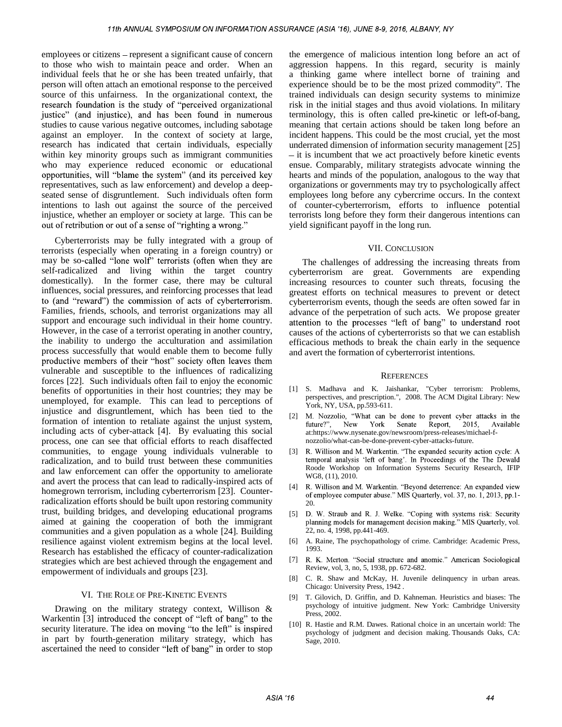employees or citizens – represent a significant cause of concern to those who wish to maintain peace and order. When an individual feels that he or she has been treated unfairly, that person will often attach an emotional response to the perceived source of this unfairness. In the organizational context, the research foundation is the study of "perceived organizational justice" (and injustice), and has been found in numerous studies to cause various negative outcomes, including sabotage against an employer. In the context of society at large, research has indicated that certain individuals, especially within key minority groups such as immigrant communities who may experience reduced economic or educational opportunities, will "blame the system" (and its perceived key representatives, such as law enforcement) and develop a deep-seated sense of disgruntlement. Such individuals often form intentions to lash out against the source of the perceived injustice, whether an employer or society at large. This can be out of retribution or out of a sense of "righting a wrong."

Cyberterrorists may be fully integrated with a group of terrorists (especially when operating in a foreign country) or may be so-called "lone wolf" terrorists (often when they are self-radicalized and living within the target country domestically). In the former case, there may be cultural influences, social pressures, and reinforcing processes that lead to (and "reward") the commission of acts of cyberterrorism. Families, friends, schools, and terrorist organizations may all support and encourage such individual in their home country. However, in the case of a terrorist operating in another country, the inability to undergo the acculturation and assimilation process successfully that would enable them to become fully productive members of their "host" society often leaves them vulnerable and susceptible to the influences of radicalizing forces [22]. Such individuals often fail to enjoy the economic benefits of opportunities in their host countries; they may be unemployed, for example. This can lead to perceptions of injustice and disgruntlement, which has been tied to the formation of intention to retaliate against the unjust system, including acts of cyber-attack [4]. By evaluating this social process, one can see that official efforts to reach disaffected communities, to engage young individuals vulnerable to radicalization, and to build trust between these communities and law enforcement can offer the opportunity to ameliorate and avert the process that can lead to radically-inspired acts of homegrown terrorism, including cyberterrorism [23]. Counter-radicalization efforts should be built upon restoring community trust, building bridges, and developing educational programs aimed at gaining the cooperation of both the immigrant communities and a given population as a whole [24]. Building resilience against violent extremism begins at the local level. Research has established the efficacy of counter-radicalization strategies which are best achieved through the engagement and empowerment of individuals and groups [23].

## VI. The Role of Pre-Kinetic Events

Drawing on the military strategy context, Willison & Warkentin [3] introduced the concept of "left of bang" to the security literature. The idea on moving "to the left" is inspired in part by fourth-generation military strategy, which has ascertained the need to consider "left of bang" in order to stop the emergence of malicious intention long before an act of aggression happens. In this regard, security is mainly a thinking game where intellect borne of training and experience should be to be the most prized commodity". The trained individuals can design security systems to minimize risk in the initial stages and thus avoid violations. In military terminology, this is often called pre-kinetic or left-of-bang, meaning that certain actions should be taken long before an incident happens. This could be the most crucial, yet the most underrated dimension of information security management [25] – it is incumbent that we act proactively before kinetic events ensue. Comparably, military strategists advocate winning the hearts and minds of the population, analogous to the way that organizations or governments may try to psychologically affect employees long before any cybercrime occurs. In the context of counter-cyberterrorism, efforts to influence potential terrorists long before they form their dangerous intentions can yield significant payoff in the long run.

## VII. Conclusion

The challenges of addressing the increasing threats from cyberterrorism are great. Governments are expending increasing resources to counter such threats, focusing the greatest efforts on technical measures to prevent or detect cyberterrorism events, though the seeds are often sowed far in advance of the perpetration of such acts. We propose greater attention to the processes "left of bang" to understand root causes of the actions of cyberterrorists so that we can establish efficacious methods to break the chain early in the sequence and avert the formation of cyberterrorist intentions.

## References

[1] S. Madhava and K. Jaishankar, "Cyber terrorism: Problems, perspectives, and prescription.", 2008. The ACM Digital Library: New York, NY, USA, pp.593-611.

[2] M. Nozzolio, "What can be done to prevent cyber attacks in the future?", New York Senate Report, 2015, Available at:https://www.nysenate.gov/newsroom/press-releases/michael-f-nozzolio/what-can-be-done-prevent-cyber-attacks-future.

[3] R. Willison and M. Warkentin. "The expanded security action cycle: A temporal analysis 'left of bang'. In Proceedings of the The Dewald Roode Workshop on Information Systems Security Research, IFIP WG8, (11), 2010.

[4] R. Willison and M. Warkentin. "Beyond deterrence: An expanded view of employee computer abuse." MIS Quarterly, vol. 37, no. 1, 2013, pp.1-20.

[5] D. W. Straub and R. J. Welke. "Coping with systems risk: Security planning models for management decision making." MIS Quarterly, vol. 22, no. 4, 1998, pp.441-469.

[6] A. Raine, The psychopathology of crime. Cambridge: Academic Press, 1993.

[7] R. K. Merton. "Social structure and anomie." American Sociological Review, vol, 3, no, 5, 1938, pp. 672-682.

[8] C. R. Shaw and McKay, H. Juvenile delinquency in urban areas. Chicago: University Press, 1942 .

[9] T. Gilovich, D. Griffin, and D. Kahneman. Heuristics and biases: The psychology of intuitive judgment. New York: Cambridge University Press, 2002.

[10] R. Hastie and R.M. Dawes. Rational choice in an uncertain world: The psychology of judgment and decision making. Thousands Oaks, CA: Sage, 2010.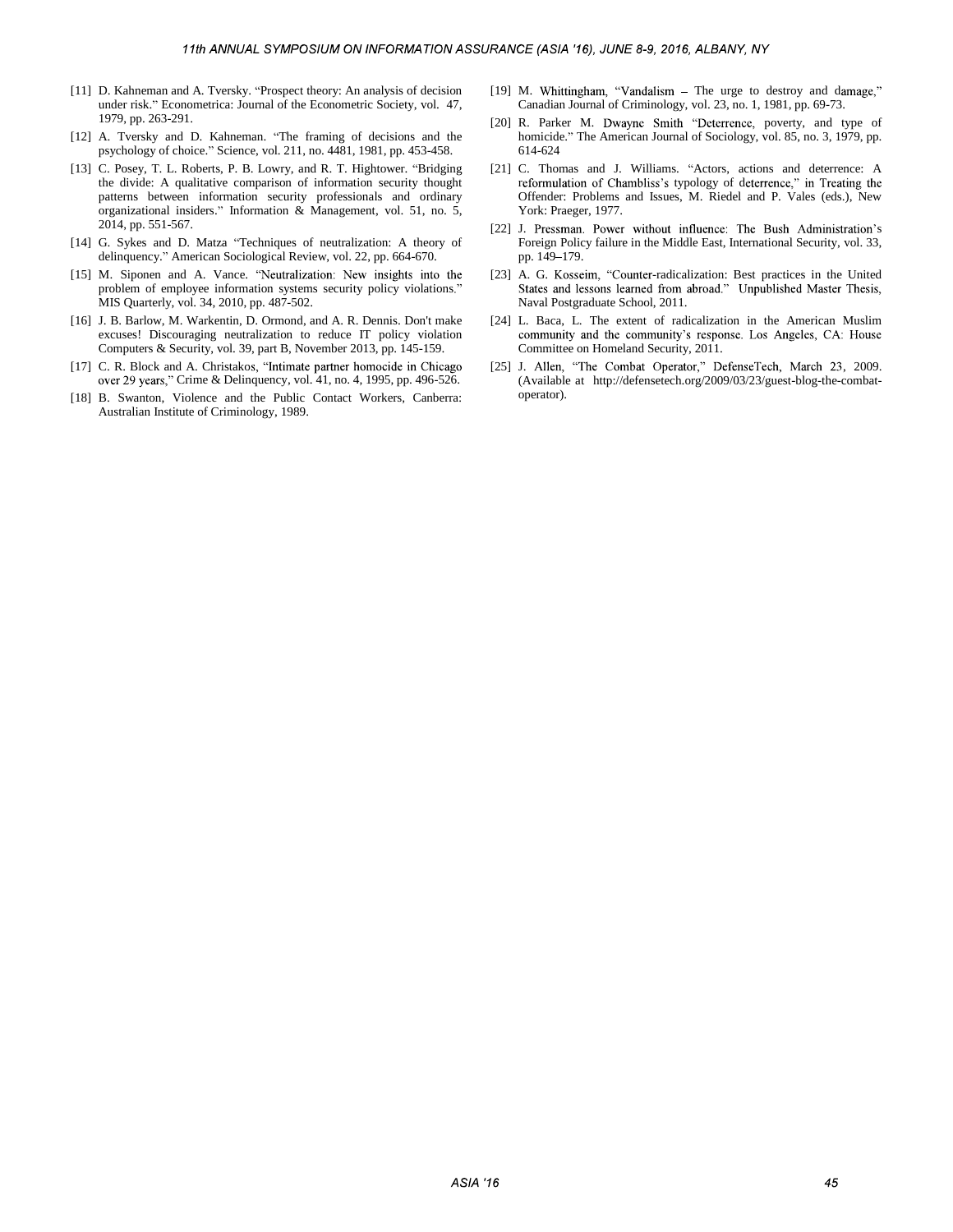[11] D. Kahneman and A. Tversky. “Prospect theory: An analysis of decision under risk.” Econometrica: Journal of the Econometric Society, vol. 47, 1979, pp. 263-291.

[12] A. Tversky and D. Kahneman. “The framing of decisions and the psychology of choice.” Science, vol. 211, no. 4481, 1981, pp. 453-458.

[13] C. Posey, T. L. Roberts, P. B. Lowry, and R. T. Hightower. “Bridging the divide: A qualitative comparison of information security thought patterns between information security professionals and ordinary organizational insiders.” Information & Management, vol. 51, no. 5, 2014, pp. 551-567.

[14] G. Sykes and D. Matza “Techniques of neutralization: A theory of delinquency.” American Sociological Review, vol. 22, pp. 664-670.

[15] M. Siponen and A. Vance. “Neutralization: New insights into the problem of employee information systems security policy violations.” MIS Quarterly, vol. 34, 2010, pp. 487-502.

[16] J. B. Barlow, M. Warkentin, D. Ormond, and A. R. Dennis. Don't make excuses! Discouraging neutralization to reduce IT policy violation Computers & Security, vol. 39, part B, November 2013, pp. 145-159.

[17] C. R. Block and A. Christakos, “Intimate partner homocide in Chicago over 29 years,” Crime & Delinquency, vol. 41, no. 4, 1995, pp. 496-526.

[18] B. Swanton, Violence and the Public Contact Workers, Canberra: Australian Institute of Criminology, 1989.

[19] M. Whittingham, “Vandalism – The urge to destroy and damage,” Canadian Journal of Criminology, vol. 23, no. 1, 1981, pp. 69-73.

[20] R. Parker M. Dwayne Smith “Deterrence, poverty, and type of homicide.” The American Journal of Sociology, vol. 85, no. 3, 1979, pp. 614-624

[21] C. Thomas and J. Williams. “Actors, actions and deterrence: A reformulation of Chambliss's typology of deterrence,” in Treating the Offender: Problems and Issues, M. Riedel and P. Vales (eds.), New York: Praeger, 1977.

[22] J. Pressman. Power without influence: The Bush Administration's Foreign Policy failure in the Middle East, International Security, vol. 33, pp. 149–179.

[23] A. G. Kosseim, “Counter-radicalization: Best practices in the United States and lessons learned from abroad.” Unpublished Master Thesis, Naval Postgraduate School, 2011.

[24] L. Baca, L. The extent of radicalization in the American Muslim community and the community's response. Los Angeles, CA: House Committee on Homeland Security, 2011.

[25] J. Allen, “The Combat Operator,” DefenseTech, March 23, 2009. (Available at http://defensetech.org/2009/03/23/guest-blog-the-combat-operator).